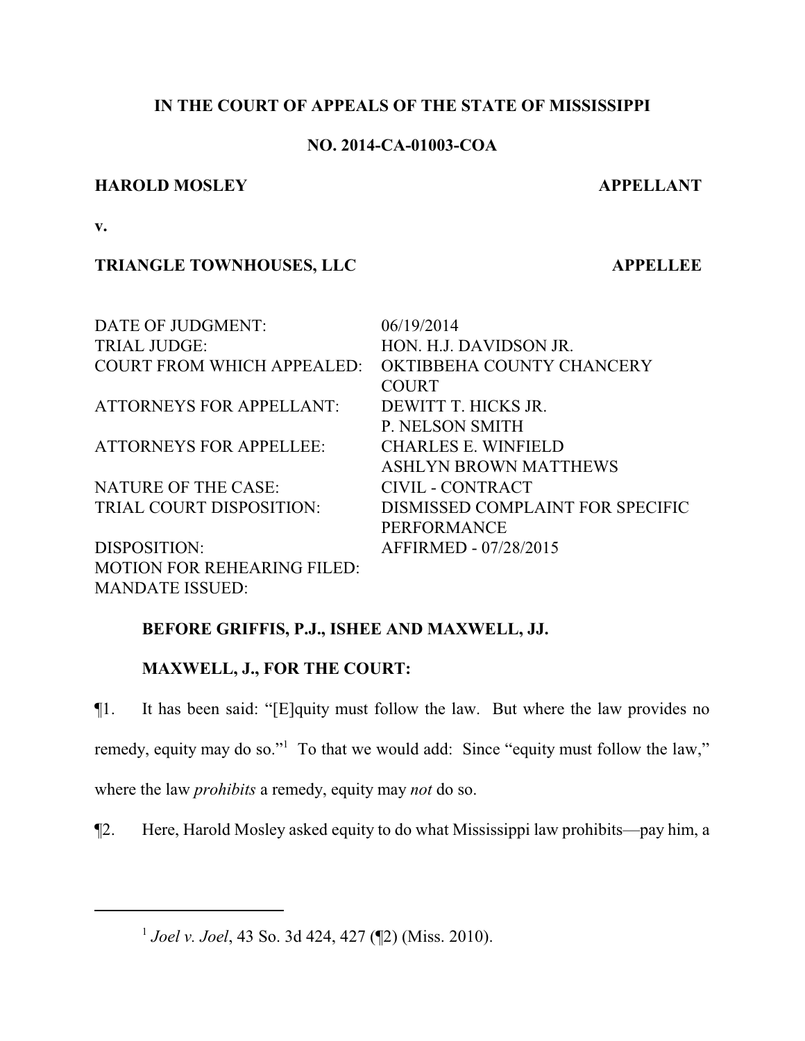**IN THE COURT OF APPEALS OF THE STATE OF MISSISSIPPI**

**NO. 2014-CA-01003-COA**

**HAROLD MOSLEY** **APPELLANT**

**v.**

**TRIANGLE TOWNHOUSES, LLC** **APPELLEE**

| | |
|---|---|
| DATE OF JUDGMENT: | 06/19/2014 |
| TRIAL JUDGE: | HON. H.J. DAVIDSON JR. |
| COURT FROM WHICH APPEALED: | OKTIBBEHA COUNTY CHANCERY COURT |
| ATTORNEYS FOR APPELLANT: | DEWITT T. HICKS JR.<br>P. NELSON SMITH |
| ATTORNEYS FOR APPELLEE: | CHARLES E. WINFIELD<br>ASHLYN BROWN MATTHEWS |
| NATURE OF THE CASE: | CIVIL - CONTRACT |
| TRIAL COURT DISPOSITION: | DISMISSED COMPLAINT FOR SPECIFIC PERFORMANCE |
| DISPOSITION: | AFFIRMED - 07/28/2015 |
| MOTION FOR REHEARING FILED: | |
| MANDATE ISSUED: | |

**BEFORE GRIFFIS, P.J., ISHEE AND MAXWELL, JJ.**

**MAXWELL, J., FOR THE COURT:**

¶1. It has been said: "[E]quity must follow the law. But where the law provides no remedy, equity may do so."[1] To that we would add: Since "equity must follow the law," where the law *prohibits* a remedy, equity may *not* do so.

¶2. Here, Harold Mosley asked equity to do what Mississippi law prohibits—pay him, a

---

[1] *Joel v. Joel*, 43 So. 3d 424, 427 (¶2) (Miss. 2010).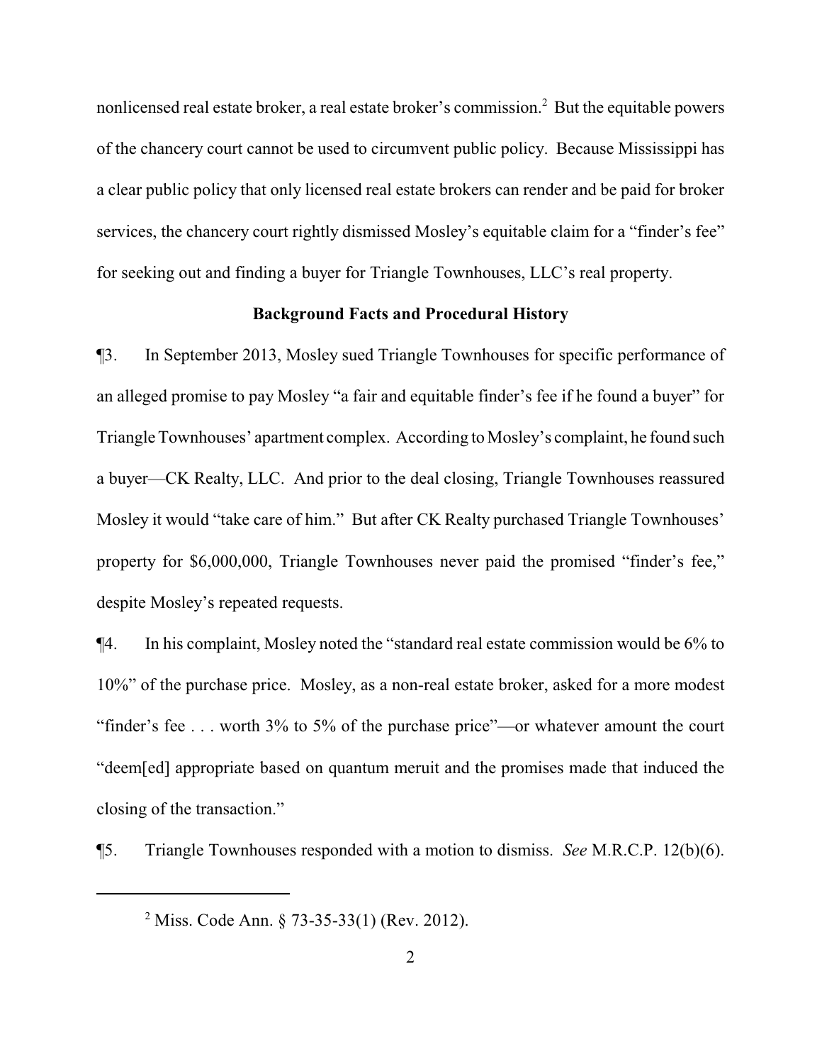nonlicensed real estate broker, a real estate broker's commission.[2] But the equitable powers of the chancery court cannot be used to circumvent public policy. Because Mississippi has a clear public policy that only licensed real estate brokers can render and be paid for broker services, the chancery court rightly dismissed Mosley's equitable claim for a "finder's fee" for seeking out and finding a buyer for Triangle Townhouses, LLC's real property.

**Background Facts and Procedural History**

¶3. In September 2013, Mosley sued Triangle Townhouses for specific performance of an alleged promise to pay Mosley "a fair and equitable finder's fee if he found a buyer" for Triangle Townhouses' apartment complex. According to Mosley's complaint, he found such a buyer—CK Realty, LLC. And prior to the deal closing, Triangle Townhouses reassured Mosley it would "take care of him." But after CK Realty purchased Triangle Townhouses' property for $6,000,000, Triangle Townhouses never paid the promised "finder's fee," despite Mosley's repeated requests.

¶4. In his complaint, Mosley noted the "standard real estate commission would be 6% to 10%" of the purchase price. Mosley, as a non-real estate broker, asked for a more modest "finder's fee . . . worth 3% to 5% of the purchase price"—or whatever amount the court "deem[ed] appropriate based on quantum meruit and the promises made that induced the closing of the transaction."

¶5. Triangle Townhouses responded with a motion to dismiss. *See* M.R.C.P. 12(b)(6).

---

[2] Miss. Code Ann. § 73-35-33(1) (Rev. 2012).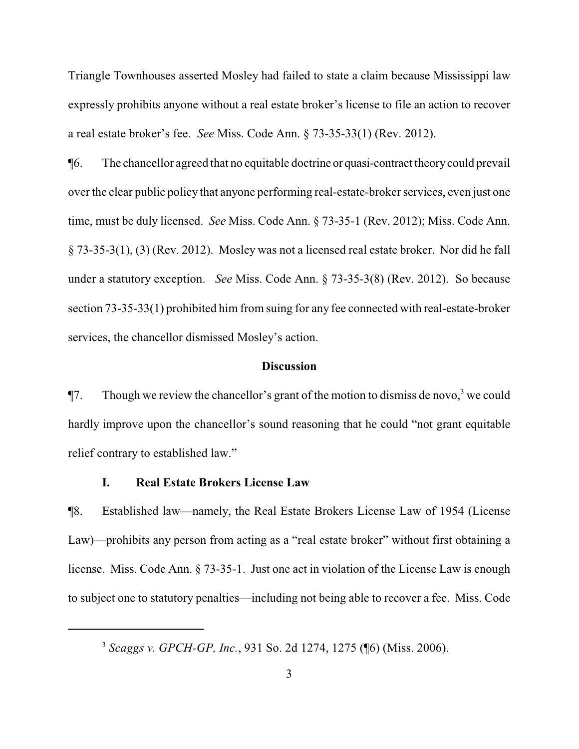Triangle Townhouses asserted Mosley had failed to state a claim because Mississippi law expressly prohibits anyone without a real estate broker's license to file an action to recover a real estate broker's fee. *See* Miss. Code Ann. § 73-35-33(1) (Rev. 2012).

¶6. The chancellor agreed that no equitable doctrine or quasi-contract theory could prevail over the clear public policy that anyone performing real-estate-broker services, even just one time, must be duly licensed. *See* Miss. Code Ann. § 73-35-1 (Rev. 2012); Miss. Code Ann. § 73-35-3(1), (3) (Rev. 2012). Mosley was not a licensed real estate broker. Nor did he fall under a statutory exception. *See* Miss. Code Ann. § 73-35-3(8) (Rev. 2012). So because section 73-35-33(1) prohibited him from suing for any fee connected with real-estate-broker services, the chancellor dismissed Mosley's action.

## Discussion

¶7. Though we review the chancellor's grant of the motion to dismiss de novo,[3] we could hardly improve upon the chancellor's sound reasoning that he could "not grant equitable relief contrary to established law."

### I. Real Estate Brokers License Law

¶8. Established law—namely, the Real Estate Brokers License Law of 1954 (License Law)—prohibits any person from acting as a "real estate broker" without first obtaining a license. Miss. Code Ann. § 73-35-1. Just one act in violation of the License Law is enough to subject one to statutory penalties—including not being able to recover a fee. Miss. Code

[3] *Scaggs v. GPCH-GP, Inc.*, 931 So. 2d 1274, 1275 (¶6) (Miss. 2006).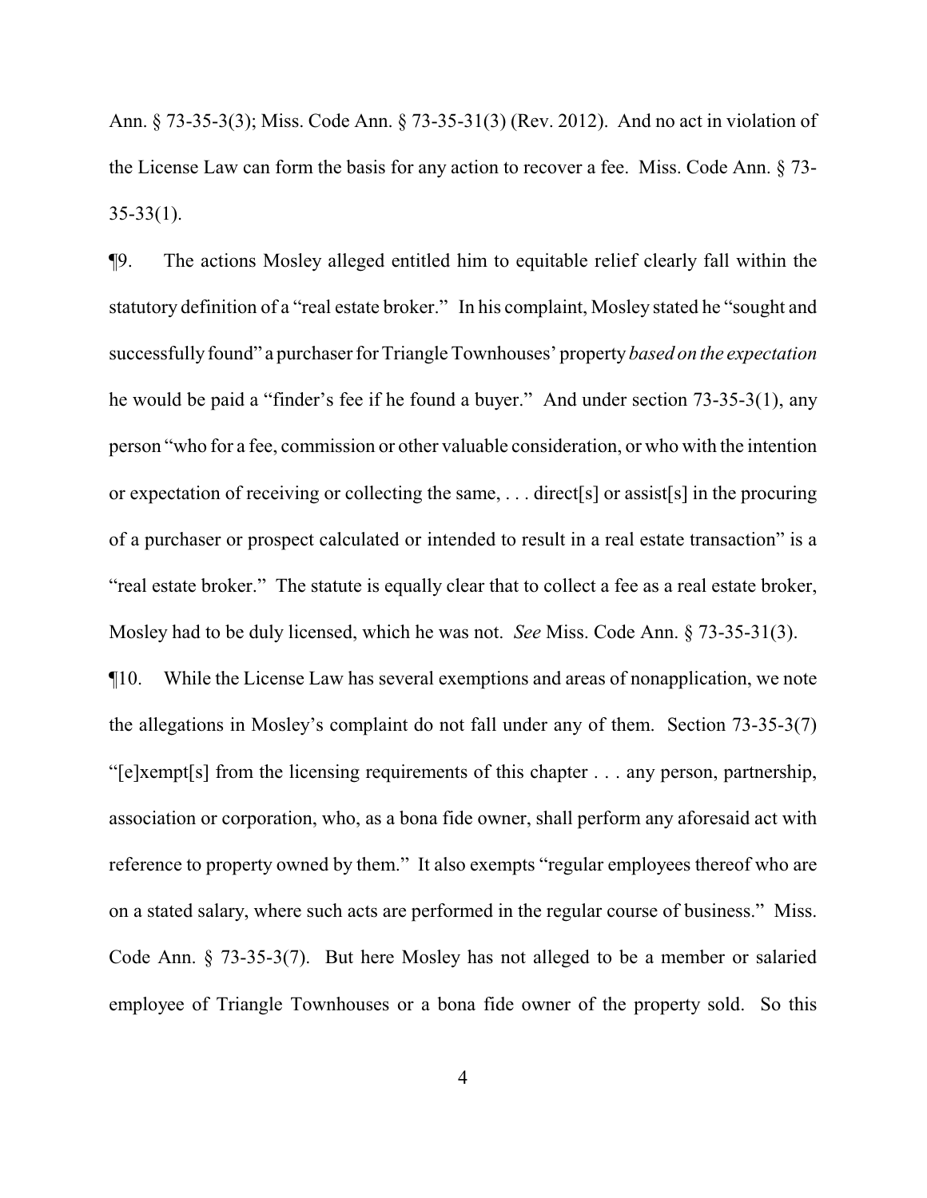Ann. § 73-35-3(3); Miss. Code Ann. § 73-35-31(3) (Rev. 2012). And no act in violation of the License Law can form the basis for any action to recover a fee. Miss. Code Ann. § 73-35-33(1).

¶9. The actions Mosley alleged entitled him to equitable relief clearly fall within the statutory definition of a "real estate broker." In his complaint, Mosley stated he "sought and successfully found" a purchaser for Triangle Townhouses' property *based on the expectation* he would be paid a "finder's fee if he found a buyer." And under section 73-35-3(1), any person "who for a fee, commission or other valuable consideration, or who with the intention or expectation of receiving or collecting the same, . . . direct[s] or assist[s] in the procuring of a purchaser or prospect calculated or intended to result in a real estate transaction" is a "real estate broker." The statute is equally clear that to collect a fee as a real estate broker, Mosley had to be duly licensed, which he was not. *See* Miss. Code Ann. § 73-35-31(3).

¶10. While the License Law has several exemptions and areas of nonapplication, we note the allegations in Mosley's complaint do not fall under any of them. Section 73-35-3(7) "[e]xempt[s] from the licensing requirements of this chapter . . . any person, partnership, association or corporation, who, as a bona fide owner, shall perform any aforesaid act with reference to property owned by them." It also exempts "regular employees thereof who are on a stated salary, where such acts are performed in the regular course of business." Miss. Code Ann. § 73-35-3(7). But here Mosley has not alleged to be a member or salaried employee of Triangle Townhouses or a bona fide owner of the property sold. So this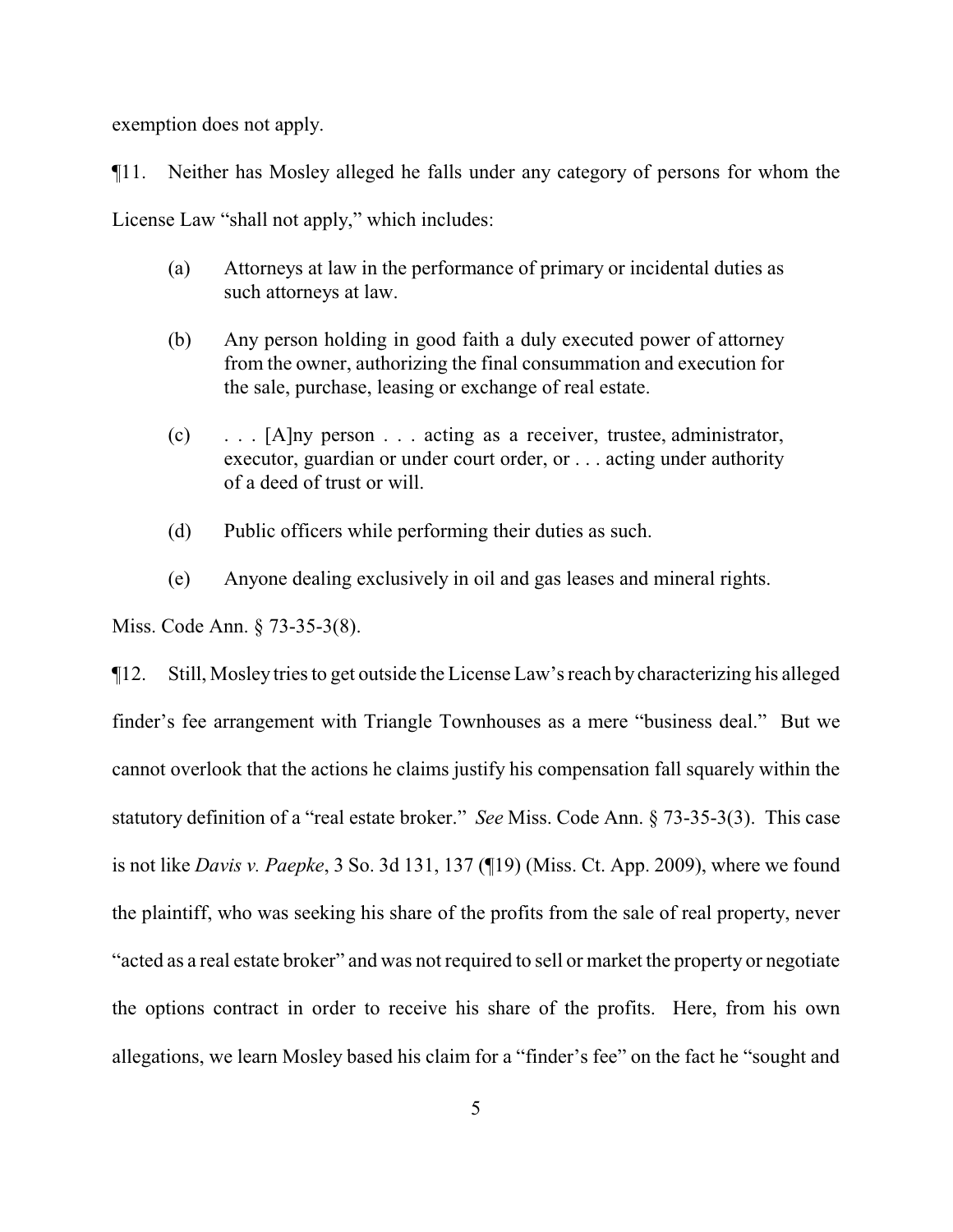exemption does not apply.

¶11. Neither has Mosley alleged he falls under any category of persons for whom the License Law "shall not apply," which includes:

> (a) Attorneys at law in the performance of primary or incidental duties as such attorneys at law.
>
> (b) Any person holding in good faith a duly executed power of attorney from the owner, authorizing the final consummation and execution for the sale, purchase, leasing or exchange of real estate.
>
> (c) . . . [A]ny person . . . acting as a receiver, trustee, administrator, executor, guardian or under court order, or . . . acting under authority of a deed of trust or will.
>
> (d) Public officers while performing their duties as such.
>
> (e) Anyone dealing exclusively in oil and gas leases and mineral rights.

Miss. Code Ann. § 73-35-3(8).

¶12. Still, Mosley tries to get outside the License Law's reach by characterizing his alleged finder's fee arrangement with Triangle Townhouses as a mere "business deal." But we cannot overlook that the actions he claims justify his compensation fall squarely within the statutory definition of a "real estate broker." *See* Miss. Code Ann. § 73-35-3(3). This case is not like *Davis v. Paepke*, 3 So. 3d 131, 137 (¶19) (Miss. Ct. App. 2009), where we found the plaintiff, who was seeking his share of the profits from the sale of real property, never "acted as a real estate broker" and was not required to sell or market the property or negotiate the options contract in order to receive his share of the profits. Here, from his own allegations, we learn Mosley based his claim for a "finder's fee" on the fact he "sought and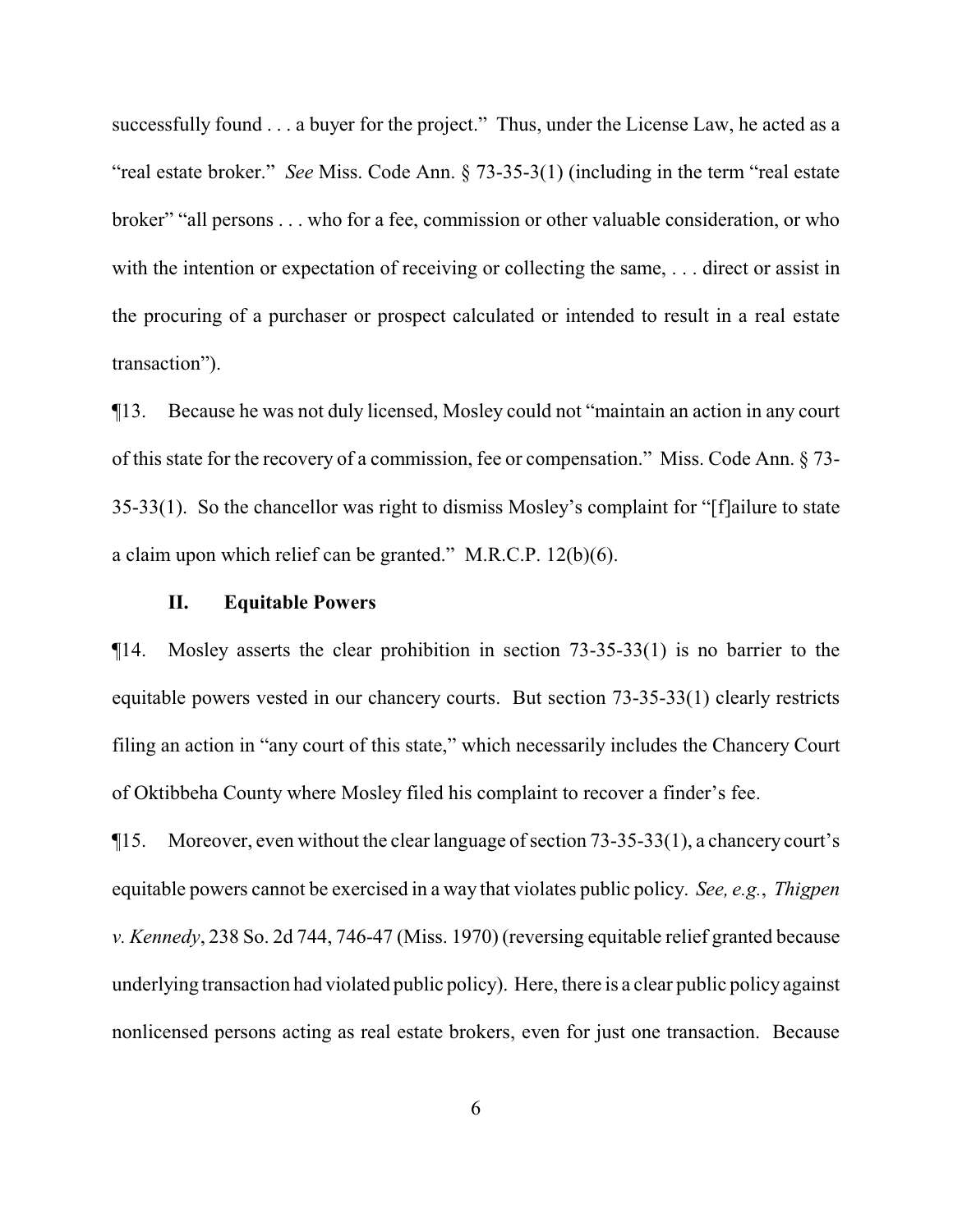successfully found . . . a buyer for the project." Thus, under the License Law, he acted as a "real estate broker." *See* Miss. Code Ann. § 73-35-3(1) (including in the term "real estate broker" "all persons . . . who for a fee, commission or other valuable consideration, or who with the intention or expectation of receiving or collecting the same, . . . direct or assist in the procuring of a purchaser or prospect calculated or intended to result in a real estate transaction").

¶13. Because he was not duly licensed, Mosley could not "maintain an action in any court of this state for the recovery of a commission, fee or compensation." Miss. Code Ann. § 73-35-33(1). So the chancellor was right to dismiss Mosley's complaint for "[f]ailure to state a claim upon which relief can be granted." M.R.C.P. 12(b)(6).

### II. Equitable Powers

¶14. Mosley asserts the clear prohibition in section 73-35-33(1) is no barrier to the equitable powers vested in our chancery courts. But section 73-35-33(1) clearly restricts filing an action in "any court of this state," which necessarily includes the Chancery Court of Oktibbeha County where Mosley filed his complaint to recover a finder's fee.

¶15. Moreover, even without the clear language of section 73-35-33(1), a chancery court's equitable powers cannot be exercised in a way that violates public policy. *See, e.g.*, *Thigpen v. Kennedy*, 238 So. 2d 744, 746-47 (Miss. 1970) (reversing equitable relief granted because underlying transaction had violated public policy). Here, there is a clear public policy against nonlicensed persons acting as real estate brokers, even for just one transaction. Because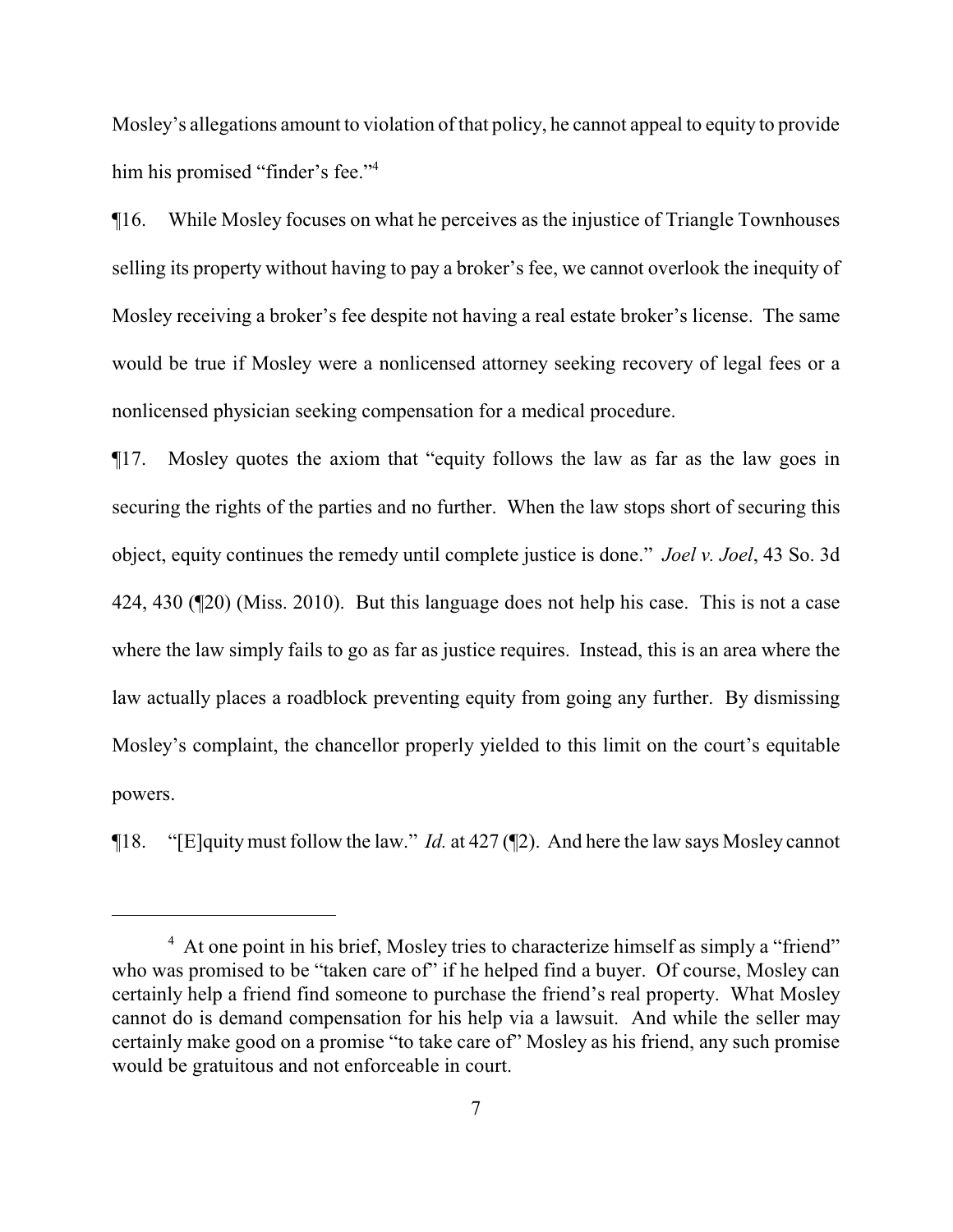Mosley's allegations amount to violation of that policy, he cannot appeal to equity to provide him his promised "finder's fee."[4]

¶16. While Mosley focuses on what he perceives as the injustice of Triangle Townhouses selling its property without having to pay a broker's fee, we cannot overlook the inequity of Mosley receiving a broker's fee despite not having a real estate broker's license. The same would be true if Mosley were a nonlicensed attorney seeking recovery of legal fees or a nonlicensed physician seeking compensation for a medical procedure.

¶17. Mosley quotes the axiom that "equity follows the law as far as the law goes in securing the rights of the parties and no further. When the law stops short of securing this object, equity continues the remedy until complete justice is done." *Joel v. Joel*, 43 So. 3d 424, 430 (¶20) (Miss. 2010). But this language does not help his case. This is not a case where the law simply fails to go as far as justice requires. Instead, this is an area where the law actually places a roadblock preventing equity from going any further. By dismissing Mosley's complaint, the chancellor properly yielded to this limit on the court's equitable powers.

¶18. "[E]quity must follow the law." *Id.* at 427 (¶2). And here the law says Mosley cannot

---

[4] At one point in his brief, Mosley tries to characterize himself as simply a "friend" who was promised to be "taken care of" if he helped find a buyer. Of course, Mosley can certainly help a friend find someone to purchase the friend's real property. What Mosley cannot do is demand compensation for his help via a lawsuit. And while the seller may certainly make good on a promise "to take care of" Mosley as his friend, any such promise would be gratuitous and not enforceable in court.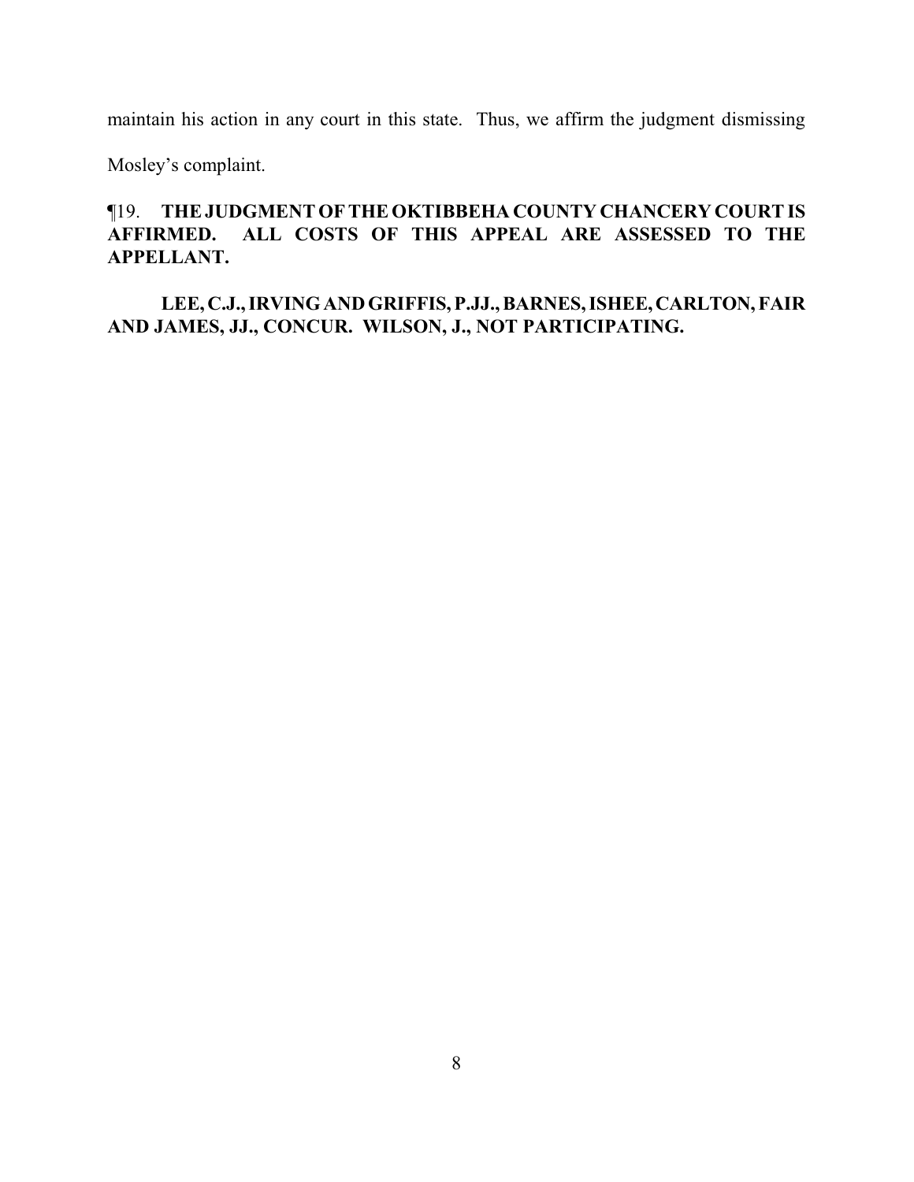maintain his action in any court in this state. Thus, we affirm the judgment dismissing Mosley's complaint.

¶19. **THE JUDGMENT OF THE OKTIBBEHA COUNTY CHANCERY COURT IS AFFIRMED. ALL COSTS OF THIS APPEAL ARE ASSESSED TO THE APPELLANT.**

**LEE, C.J., IRVING AND GRIFFIS, P.JJ., BARNES, ISHEE, CARLTON, FAIR AND JAMES, JJ., CONCUR. WILSON, J., NOT PARTICIPATING.**